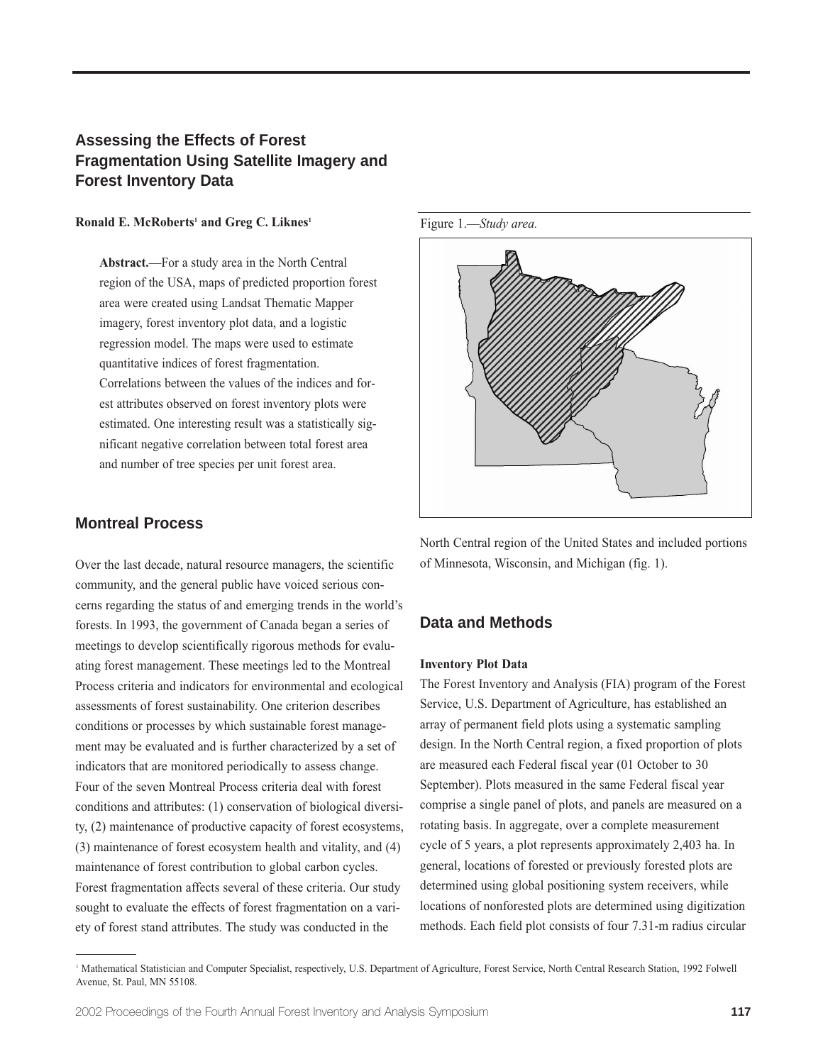# Assessing the Effects of Forest Fragmentation Using Satellite Imagery and Forest Inventory Data

**Ronald E. McRoberts[1] and Greg C. Liknes[1]**

**Abstract.**—For a study area in the North Central region of the USA, maps of predicted proportion forest area were created using Landsat Thematic Mapper imagery, forest inventory plot data, and a logistic regression model. The maps were used to estimate quantitative indices of forest fragmentation. Correlations between the values of the indices and forest attributes observed on forest inventory plots were estimated. One interesting result was a statistically significant negative correlation between total forest area and number of tree species per unit forest area.

## Montreal Process

Over the last decade, natural resource managers, the scientific community, and the general public have voiced serious concerns regarding the status of and emerging trends in the world's forests. In 1993, the government of Canada began a series of meetings to develop scientifically rigorous methods for evaluating forest management. These meetings led to the Montreal Process criteria and indicators for environmental and ecological assessments of forest sustainability. One criterion describes conditions or processes by which sustainable forest management may be evaluated and is further characterized by a set of indicators that are monitored periodically to assess change. Four of the seven Montreal Process criteria deal with forest conditions and attributes: (1) conservation of biological diversity, (2) maintenance of productive capacity of forest ecosystems, (3) maintenance of forest ecosystem health and vitality, and (4) maintenance of forest contribution to global carbon cycles. Forest fragmentation affects several of these criteria. Our study sought to evaluate the effects of forest fragmentation on a variety of forest stand attributes. The study was conducted in the North Central region of the United States and included portions of Minnesota, Wisconsin, and Michigan (fig. 1).

Figure 1.—*Study area.*

## Data and Methods

### Inventory Plot Data

The Forest Inventory and Analysis (FIA) program of the Forest Service, U.S. Department of Agriculture, has established an array of permanent field plots using a systematic sampling design. In the North Central region, a fixed proportion of plots are measured each Federal fiscal year (01 October to 30 September). Plots measured in the same Federal fiscal year comprise a single panel of plots, and panels are measured on a rotating basis. In aggregate, over a complete measurement cycle of 5 years, a plot represents approximately 2,403 ha. In general, locations of forested or previously forested plots are determined using global positioning system receivers, while locations of nonforested plots are determined using digitization methods. Each field plot consists of four 7.31-m radius circular

[1] Mathematical Statistician and Computer Specialist, respectively, U.S. Department of Agriculture, Forest Service, North Central Research Station, 1992 Folwell Avenue, St. Paul, MN 55108.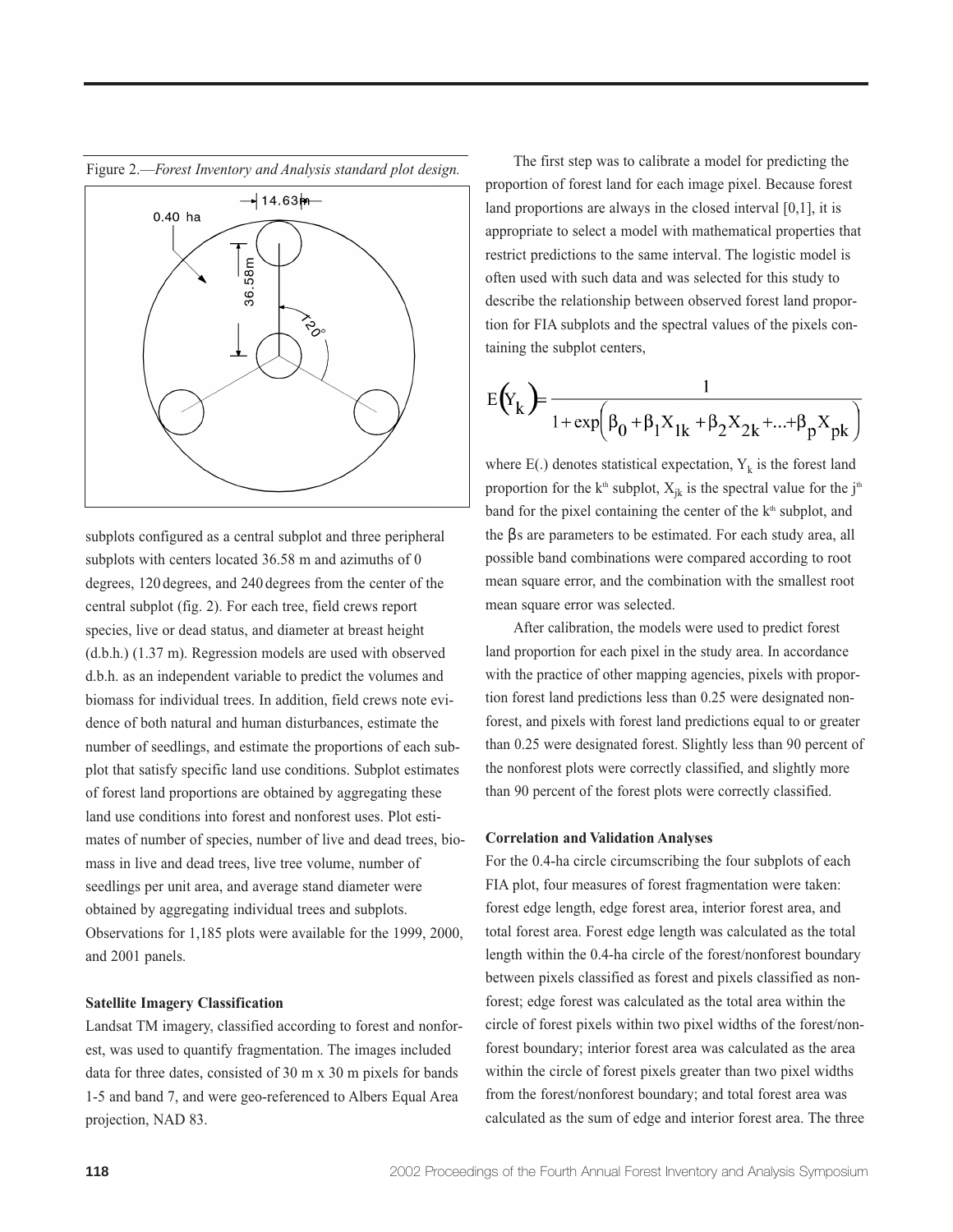Figure 2.—*Forest Inventory and Analysis standard plot design.*

subplots configured as a central subplot and three peripheral subplots with centers located 36.58 m and azimuths of 0 degrees, 120 degrees, and 240 degrees from the center of the central subplot (fig. 2). For each tree, field crews report species, live or dead status, and diameter at breast height (d.b.h.) (1.37 m). Regression models are used with observed d.b.h. as an independent variable to predict the volumes and biomass for individual trees. In addition, field crews note evidence of both natural and human disturbances, estimate the number of seedlings, and estimate the proportions of each subplot that satisfy specific land use conditions. Subplot estimates of forest land proportions are obtained by aggregating these land use conditions into forest and nonforest uses. Plot estimates of number of species, number of live and dead trees, biomass in live and dead trees, live tree volume, number of seedlings per unit area, and average stand diameter were obtained by aggregating individual trees and subplots. Observations for 1,185 plots were available for the 1999, 2000, and 2001 panels.

#### Satellite Imagery Classification

Landsat TM imagery, classified according to forest and nonforest, was used to quantify fragmentation. The images included data for three dates, consisted of 30 m x 30 m pixels for bands 1-5 and band 7, and were geo-referenced to Albers Equal Area projection, NAD 83.

The first step was to calibrate a model for predicting the proportion of forest land for each image pixel. Because forest land proportions are always in the closed interval [0,1], it is appropriate to select a model with mathematical properties that restrict predictions to the same interval. The logistic model is often used with such data and was selected for this study to describe the relationship between observed forest land proportion for FIA subplots and the spectral values of the pixels containing the subplot centers,

$$E(Y_k) = \frac{1}{1 + \exp\left(\beta_0 + \beta_1 X_{1k} + \beta_2 X_{2k} + ... + \beta_p X_{pk}\right)}$$

where E(.) denotes statistical expectation, $Y_k$ is the forest land proportion for the $k^{th}$ subplot, $X_{jk}$ is the spectral value for the $j^{th}$ band for the pixel containing the center of the $k^{th}$ subplot, and the $\beta$s are parameters to be estimated. For each study area, all possible band combinations were compared according to root mean square error, and the combination with the smallest root mean square error was selected.

After calibration, the models were used to predict forest land proportion for each pixel in the study area. In accordance with the practice of other mapping agencies, pixels with proportion forest land predictions less than 0.25 were designated nonforest, and pixels with forest land predictions equal to or greater than 0.25 were designated forest. Slightly less than 90 percent of the nonforest plots were correctly classified, and slightly more than 90 percent of the forest plots were correctly classified.

#### Correlation and Validation Analyses

For the 0.4-ha circle circumscribing the four subplots of each FIA plot, four measures of forest fragmentation were taken: forest edge length, edge forest area, interior forest area, and total forest area. Forest edge length was calculated as the total length within the 0.4-ha circle of the forest/nonforest boundary between pixels classified as forest and pixels classified as nonforest; edge forest was calculated as the total area within the circle of forest pixels within two pixel widths of the forest/nonforest boundary; interior forest area was calculated as the area within the circle of forest pixels greater than two pixel widths from the forest/nonforest boundary; and total forest area was calculated as the sum of edge and interior forest area. The three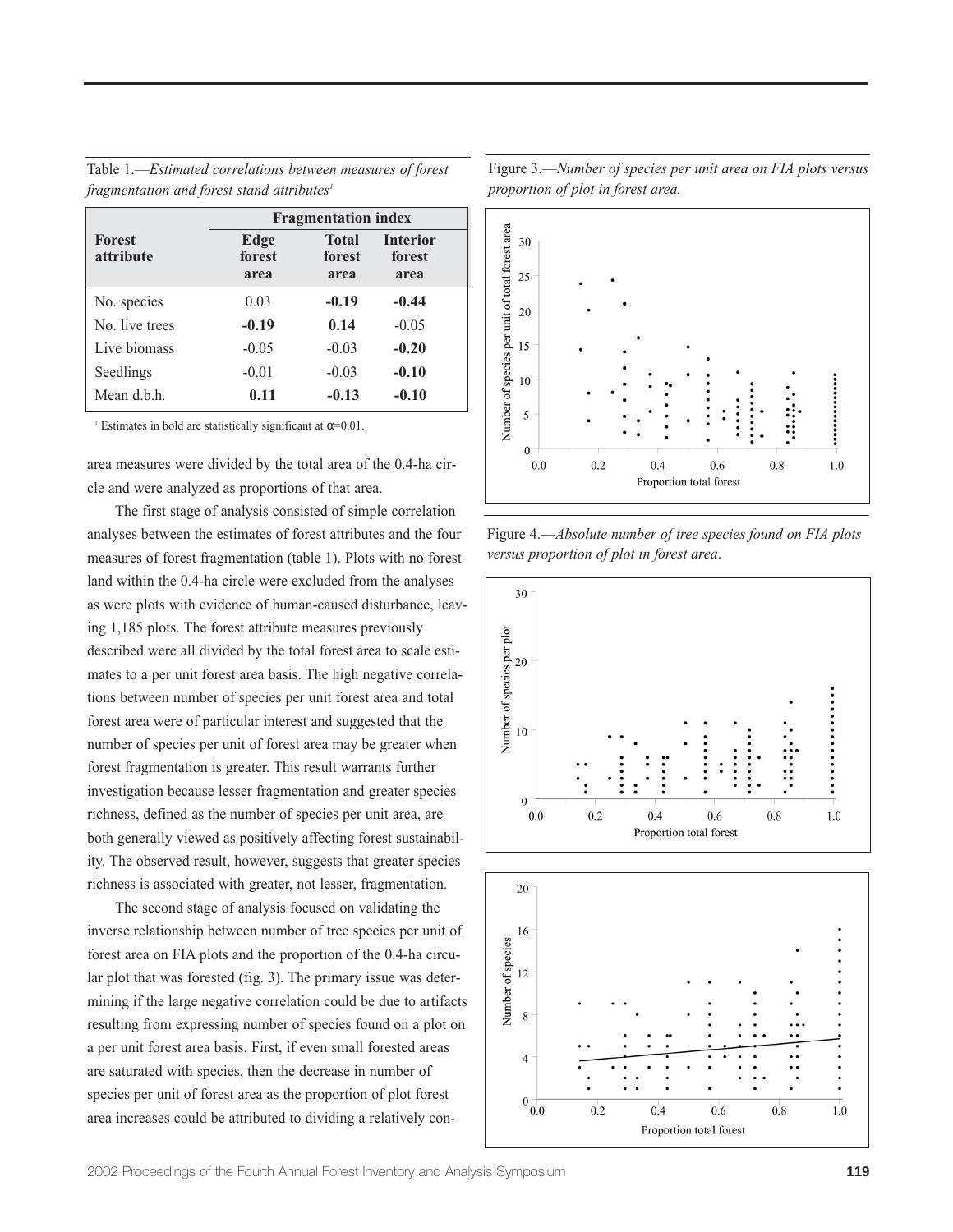Table 1.—*Estimated correlations between measures of forest fragmentation and forest stand attributes*[1]

| Forest attribute | Fragmentation index | | |
|---|---|---|---|
| | Edge forest area | Total forest area | Interior forest area |
| No. species | 0.03 | **-0.19** | **-0.44** |
| No. live trees | **-0.19** | **0.14** | -0.05 |
| Live biomass | -0.05 | -0.03 | **-0.20** |
| Seedlings | -0.01 | -0.03 | **-0.10** |
| Mean d.b.h. | **0.11** | **-0.13** | **-0.10** |

[1] Estimates in bold are statistically significant at $\alpha$=0.01.

area measures were divided by the total area of the 0.4-ha circle and were analyzed as proportions of that area.

The first stage of analysis consisted of simple correlation analyses between the estimates of forest attributes and the four measures of forest fragmentation (table 1). Plots with no forest land within the 0.4-ha circle were excluded from the analyses as were plots with evidence of human-caused disturbance, leaving 1,185 plots. The forest attribute measures previously described were all divided by the total forest area to scale estimates to a per unit forest area basis. The high negative correlations between number of species per unit forest area and total forest area were of particular interest and suggested that the number of species per unit of forest area may be greater when forest fragmentation is greater. This result warrants further investigation because lesser fragmentation and greater species richness, defined as the number of species per unit area, are both generally viewed as positively affecting forest sustainability. The observed result, however, suggests that greater species richness is associated with greater, not lesser, fragmentation.

The second stage of analysis focused on validating the inverse relationship between number of tree species per unit of forest area on FIA plots and the proportion of the 0.4-ha circular plot that was forested (fig. 3). The primary issue was determining if the large negative correlation could be due to artifacts resulting from expressing number of species found on a plot on a per unit forest area basis. First, if even small forested areas are saturated with species, then the decrease in number of species per unit of forest area as the proportion of plot forest area increases could be attributed to dividing a relatively con-

Figure 3.—*Number of species per unit area on FIA plots versus proportion of plot in forest area.*

Figure 4.—*Absolute number of tree species found on FIA plots versus proportion of plot in forest area*.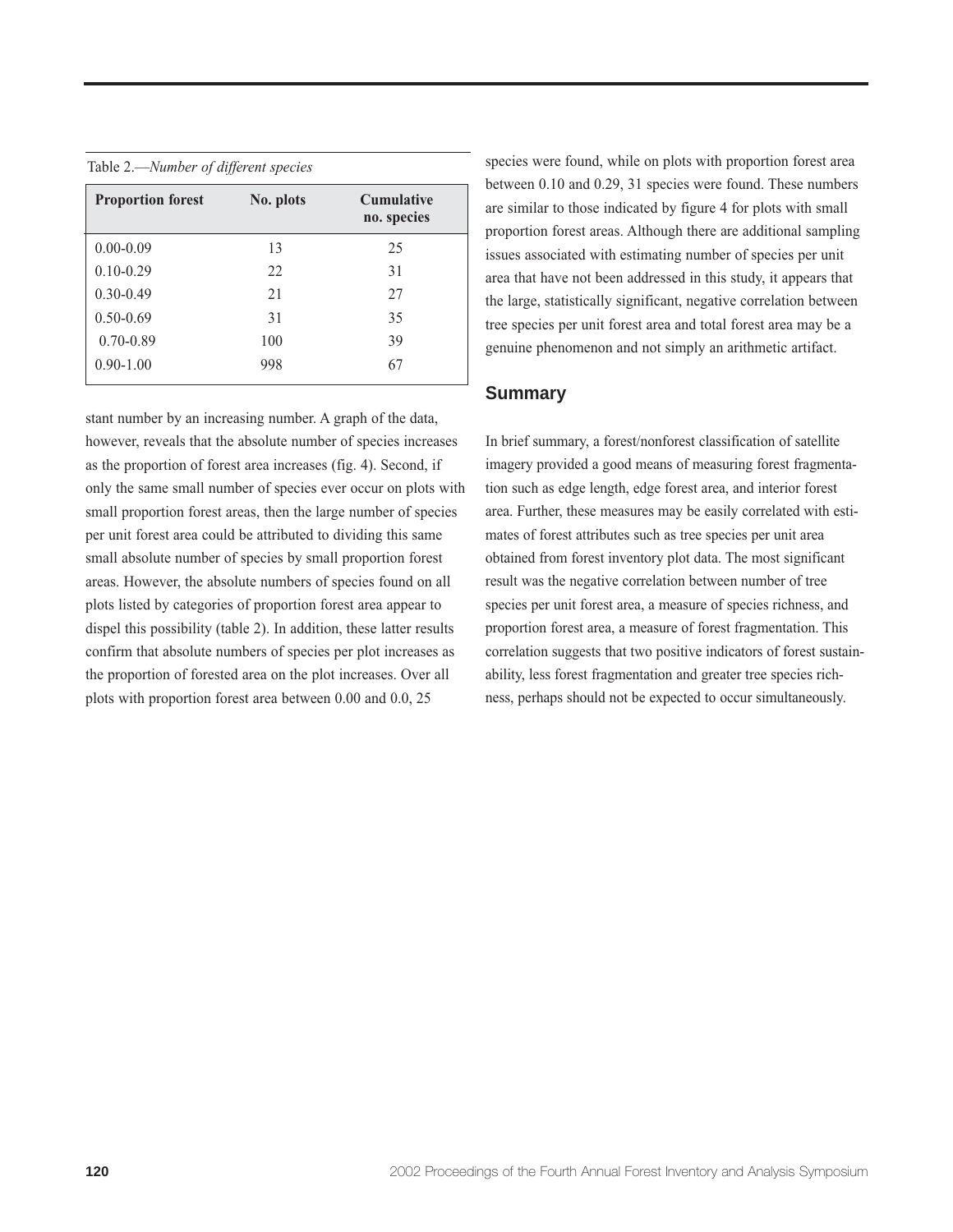Table 2.—*Number of different species*

| Proportion forest | No. plots | Cumulative no. species |
|---|---|---|
| 0.00-0.09 | 13 | 25 |
| 0.10-0.29 | 22 | 31 |
| 0.30-0.49 | 21 | 27 |
| 0.50-0.69 | 31 | 35 |
| 0.70-0.89 | 100 | 39 |
| 0.90-1.00 | 998 | 67 |

stant number by an increasing number. A graph of the data, however, reveals that the absolute number of species increases as the proportion of forest area increases (fig. 4). Second, if only the same small number of species ever occur on plots with small proportion forest areas, then the large number of species per unit forest area could be attributed to dividing this same small absolute number of species by small proportion forest areas. However, the absolute numbers of species found on all plots listed by categories of proportion forest area appear to dispel this possibility (table 2). In addition, these latter results confirm that absolute numbers of species per plot increases as the proportion of forested area on the plot increases. Over all plots with proportion forest area between 0.00 and 0.0, 25 species were found, while on plots with proportion forest area between 0.10 and 0.29, 31 species were found. These numbers are similar to those indicated by figure 4 for plots with small proportion forest areas. Although there are additional sampling issues associated with estimating number of species per unit area that have not been addressed in this study, it appears that the large, statistically significant, negative correlation between tree species per unit forest area and total forest area may be a genuine phenomenon and not simply an arithmetic artifact.

## Summary

In brief summary, a forest/nonforest classification of satellite imagery provided a good means of measuring forest fragmentation such as edge length, edge forest area, and interior forest area. Further, these measures may be easily correlated with estimates of forest attributes such as tree species per unit area obtained from forest inventory plot data. The most significant result was the negative correlation between number of tree species per unit forest area, a measure of species richness, and proportion forest area, a measure of forest fragmentation. This correlation suggests that two positive indicators of forest sustainability, less forest fragmentation and greater tree species richness, perhaps should not be expected to occur simultaneously.